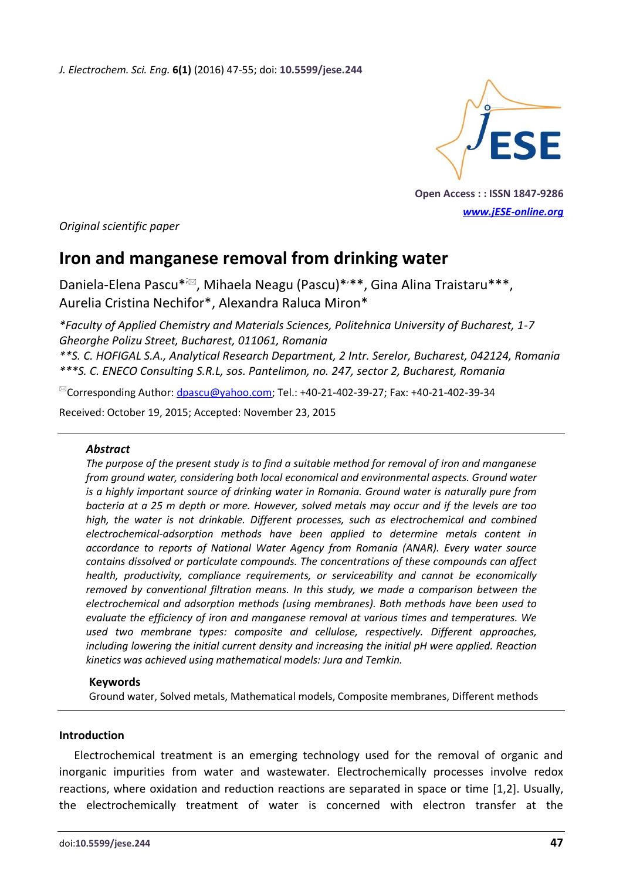Original scientific paper

# Iron and manganese removal from drinking water

Daniela-Elena Pascu*[,✉], Mihaela Neagu (Pascu)*[,**], Gina Alina Traistaru***, Aurelia Cristina Nechifor*, Alexandra Raluca Miron*

*\*Faculty of Applied Chemistry and Materials Sciences, Politehnica University of Bucharest, 1-7 Gheorghe Polizu Street, Bucharest, 011061, Romania*
*\*\*S. C. HOFIGAL S.A., Analytical Research Department, 2 Intr. Serelor, Bucharest, 042124, Romania*
*\*\*\*S. C. ENECO Consulting S.R.L, sos. Pantelimon, no. 247, sector 2, Bucharest, Romania*

✉Corresponding Author: dpascu@yahoo.com; Tel.: +40-21-402-39-27; Fax: +40-21-402-39-34

Received: October 19, 2015; Accepted: November 23, 2015

### Abstract

*The purpose of the present study is to find a suitable method for removal of iron and manganese from ground water, considering both local economical and environmental aspects. Ground water is a highly important source of drinking water in Romania. Ground water is naturally pure from bacteria at a 25 m depth or more. However, solved metals may occur and if the levels are too high, the water is not drinkable. Different processes, such as electrochemical and combined electrochemical-adsorption methods have been applied to determine metals content in accordance to reports of National Water Agency from Romania (ANAR). Every water source contains dissolved or particulate compounds. The concentrations of these compounds can affect health, productivity, compliance requirements, or serviceability and cannot be economically removed by conventional filtration means. In this study, we made a comparison between the electrochemical and adsorption methods (using membranes). Both methods have been used to evaluate the efficiency of iron and manganese removal at various times and temperatures. We used two membrane types: composite and cellulose, respectively. Different approaches, including lowering the initial current density and increasing the initial pH were applied. Reaction kinetics was achieved using mathematical models: Jura and Temkin.*

### Keywords

Ground water, Solved metals, Mathematical models, Composite membranes, Different methods

## Introduction

Electrochemical treatment is an emerging technology used for the removal of organic and inorganic impurities from water and wastewater. Electrochemically processes involve redox reactions, where oxidation and reduction reactions are separated in space or time [1,2]. Usually, the electrochemically treatment of water is concerned with electron transfer at the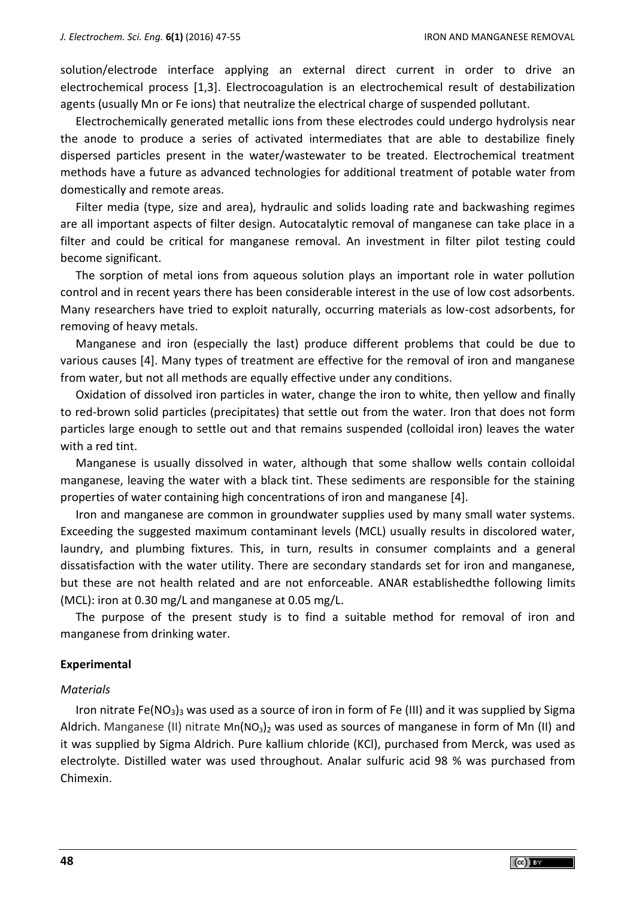solution/electrode interface applying an external direct current in order to drive an electrochemical process [1,3]. Electrocoagulation is an electrochemical result of destabilization agents (usually Mn or Fe ions) that neutralize the electrical charge of suspended pollutant.

Electrochemically generated metallic ions from these electrodes could undergo hydrolysis near the anode to produce a series of activated intermediates that are able to destabilize finely dispersed particles present in the water/wastewater to be treated. Electrochemical treatment methods have a future as advanced technologies for additional treatment of potable water from domestically and remote areas.

Filter media (type, size and area), hydraulic and solids loading rate and backwashing regimes are all important aspects of filter design. Autocatalytic removal of manganese can take place in a filter and could be critical for manganese removal. An investment in filter pilot testing could become significant.

The sorption of metal ions from aqueous solution plays an important role in water pollution control and in recent years there has been considerable interest in the use of low cost adsorbents. Many researchers have tried to exploit naturally, occurring materials as low-cost adsorbents, for removing of heavy metals.

Manganese and iron (especially the last) produce different problems that could be due to various causes [4]. Many types of treatment are effective for the removal of iron and manganese from water, but not all methods are equally effective under any conditions.

Oxidation of dissolved iron particles in water, change the iron to white, then yellow and finally to red-brown solid particles (precipitates) that settle out from the water. Iron that does not form particles large enough to settle out and that remains suspended (colloidal iron) leaves the water with a red tint.

Manganese is usually dissolved in water, although that some shallow wells contain colloidal manganese, leaving the water with a black tint. These sediments are responsible for the staining properties of water containing high concentrations of iron and manganese [4].

Iron and manganese are common in groundwater supplies used by many small water systems. Exceeding the suggested maximum contaminant levels (MCL) usually results in discolored water, laundry, and plumbing fixtures. This, in turn, results in consumer complaints and a general dissatisfaction with the water utility. There are secondary standards set for iron and manganese, but these are not health related and are not enforceable. ANAR establishedthe following limits (MCL): iron at 0.30 mg/L and manganese at 0.05 mg/L.

The purpose of the present study is to find a suitable method for removal of iron and manganese from drinking water.

## Experimental

### *Materials*

Iron nitrate $Fe(NO_3)_3$ was used as a source of iron in form of Fe (III) and it was supplied by Sigma Aldrich. Manganese (II) nitrate $Mn(NO_3)_2$ was used as sources of manganese in form of Mn (II) and it was supplied by Sigma Aldrich. Pure kallium chloride (KCl), purchased from Merck, was used as electrolyte. Distilled water was used throughout. Analar sulfuric acid 98 % was purchased from Chimexin.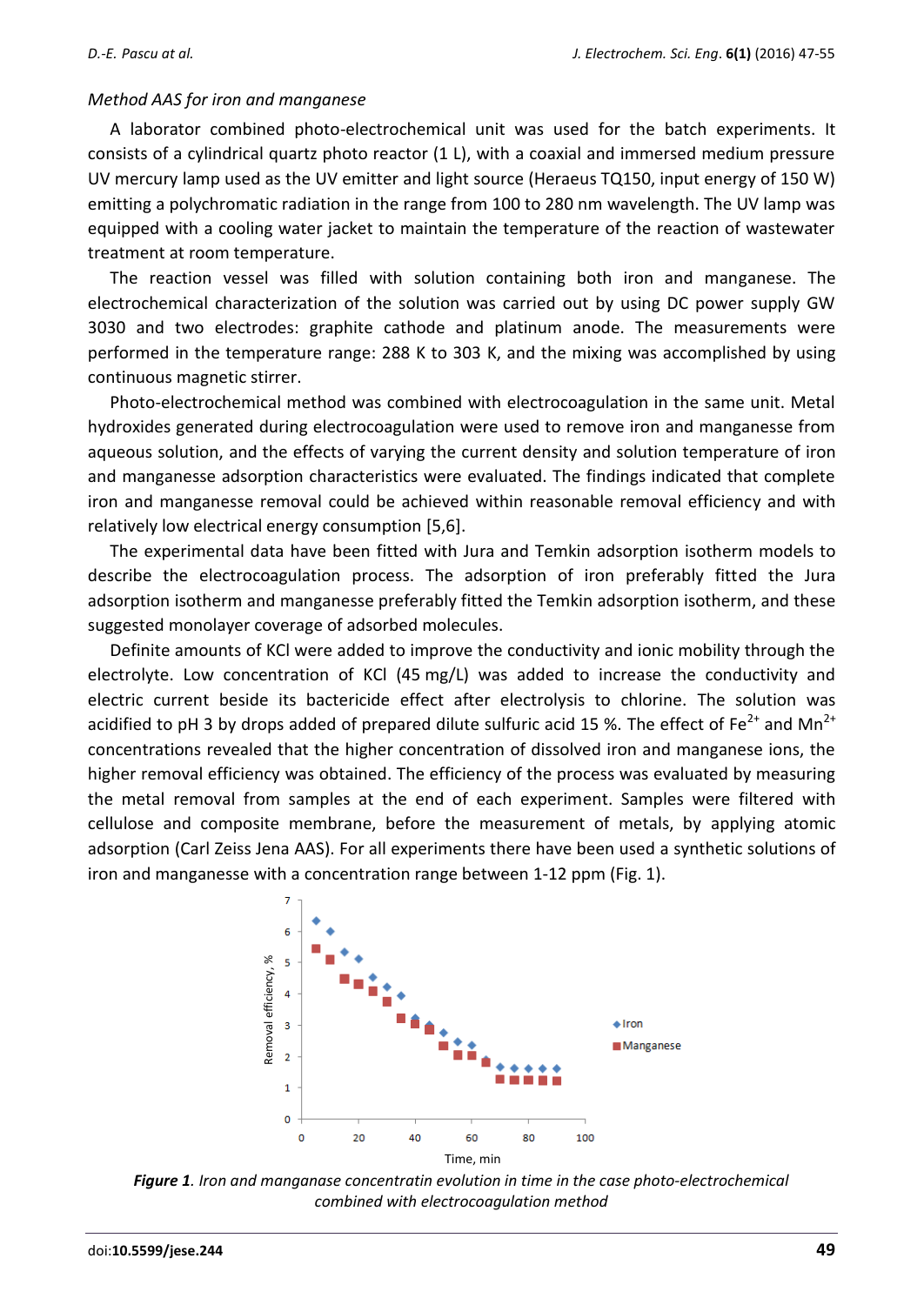*Method AAS for iron and manganese*

A laborator combined photo-electrochemical unit was used for the batch experiments. It consists of a cylindrical quartz photo reactor (1 L), with a coaxial and immersed medium pressure UV mercury lamp used as the UV emitter and light source (Heraeus TQ150, input energy of 150 W) emitting a polychromatic radiation in the range from 100 to 280 nm wavelength. The UV lamp was equipped with a cooling water jacket to maintain the temperature of the reaction of wastewater treatment at room temperature.

The reaction vessel was filled with solution containing both iron and manganese. The electrochemical characterization of the solution was carried out by using DC power supply GW 3030 and two electrodes: graphite cathode and platinum anode. The measurements were performed in the temperature range: 288 K to 303 K, and the mixing was accomplished by using continuous magnetic stirrer.

Photo-electrochemical method was combined with electrocoagulation in the same unit. Metal hydroxides generated during electrocoagulation were used to remove iron and manganesse from aqueous solution, and the effects of varying the current density and solution temperature of iron and manganesse adsorption characteristics were evaluated. The findings indicated that complete iron and manganesse removal could be achieved within reasonable removal efficiency and with relatively low electrical energy consumption [5,6].

The experimental data have been fitted with Jura and Temkin adsorption isotherm models to describe the electrocoagulation process. The adsorption of iron preferably fitted the Jura adsorption isotherm and manganesse preferably fitted the Temkin adsorption isotherm, and these suggested monolayer coverage of adsorbed molecules.

Definite amounts of KCl were added to improve the conductivity and ionic mobility through the electrolyte. Low concentration of KCl (45 mg/L) was added to increase the conductivity and electric current beside its bactericide effect after electrolysis to chlorine. The solution was acidified to pH 3 by drops added of prepared dilute sulfuric acid 15 %. The effect of $Fe^{2+}$ and $Mn^{2+}$ concentrations revealed that the higher concentration of dissolved iron and manganese ions, the higher removal efficiency was obtained. The efficiency of the process was evaluated by measuring the metal removal from samples at the end of each experiment. Samples were filtered with cellulose and composite membrane, before the measurement of metals, by applying atomic adsorption (Carl Zeiss Jena AAS). For all experiments there have been used a synthetic solutions of iron and manganesse with a concentration range between 1-12 ppm (Fig. 1).

***Figure 1**. Iron and manganase concentratin evolution in time in the case photo-electrochemical combined with electrocoagulation method*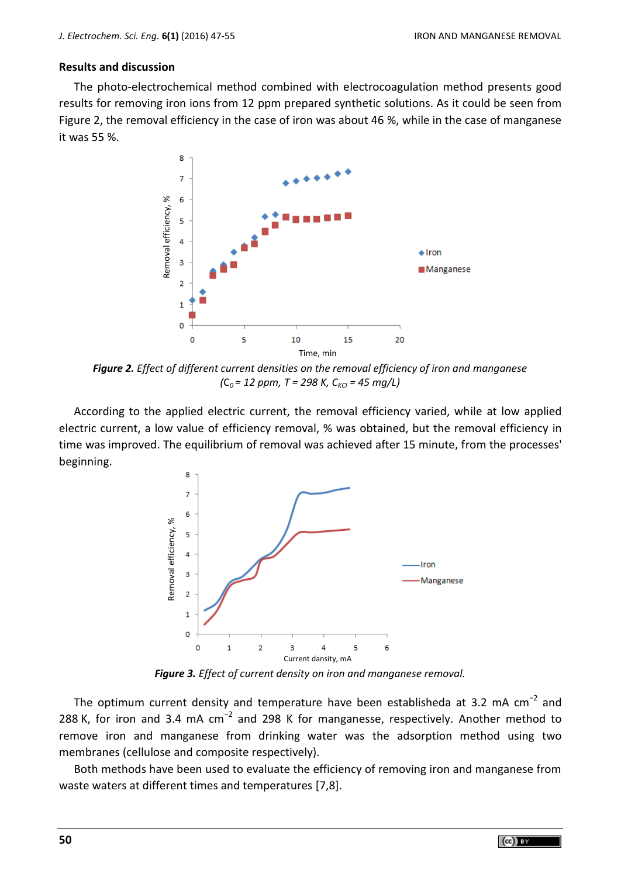## Results and discussion

The photo-electrochemical method combined with electrocoagulation method presents good results for removing iron ions from 12 ppm prepared synthetic solutions. As it could be seen from Figure 2, the removal efficiency in the case of iron was about 46 %, while in the case of manganese it was 55 %.

***Figure 2.*** *Effect of different current densities on the removal efficiency of iron and manganese ($C_0$ = 12 ppm, T = 298 K, $C_{KCl}$ = 45 mg/L)*

According to the applied electric current, the removal efficiency varied, while at low applied electric current, a low value of efficiency removal, % was obtained, but the removal efficiency in time was improved. The equilibrium of removal was achieved after 15 minute, from the processes' beginning.

***Figure 3.*** *Effect of current density on iron and manganese removal.*

The optimum current density and temperature have been establisheda at 3.2 mA $cm^{-2}$ and 288 K, for iron and 3.4 mA $cm^{-2}$ and 298 K for manganesse, respectively. Another method to remove iron and manganese from drinking water was the adsorption method using two membranes (cellulose and composite respectively).

Both methods have been used to evaluate the efficiency of removing iron and manganese from waste waters at different times and temperatures [7,8].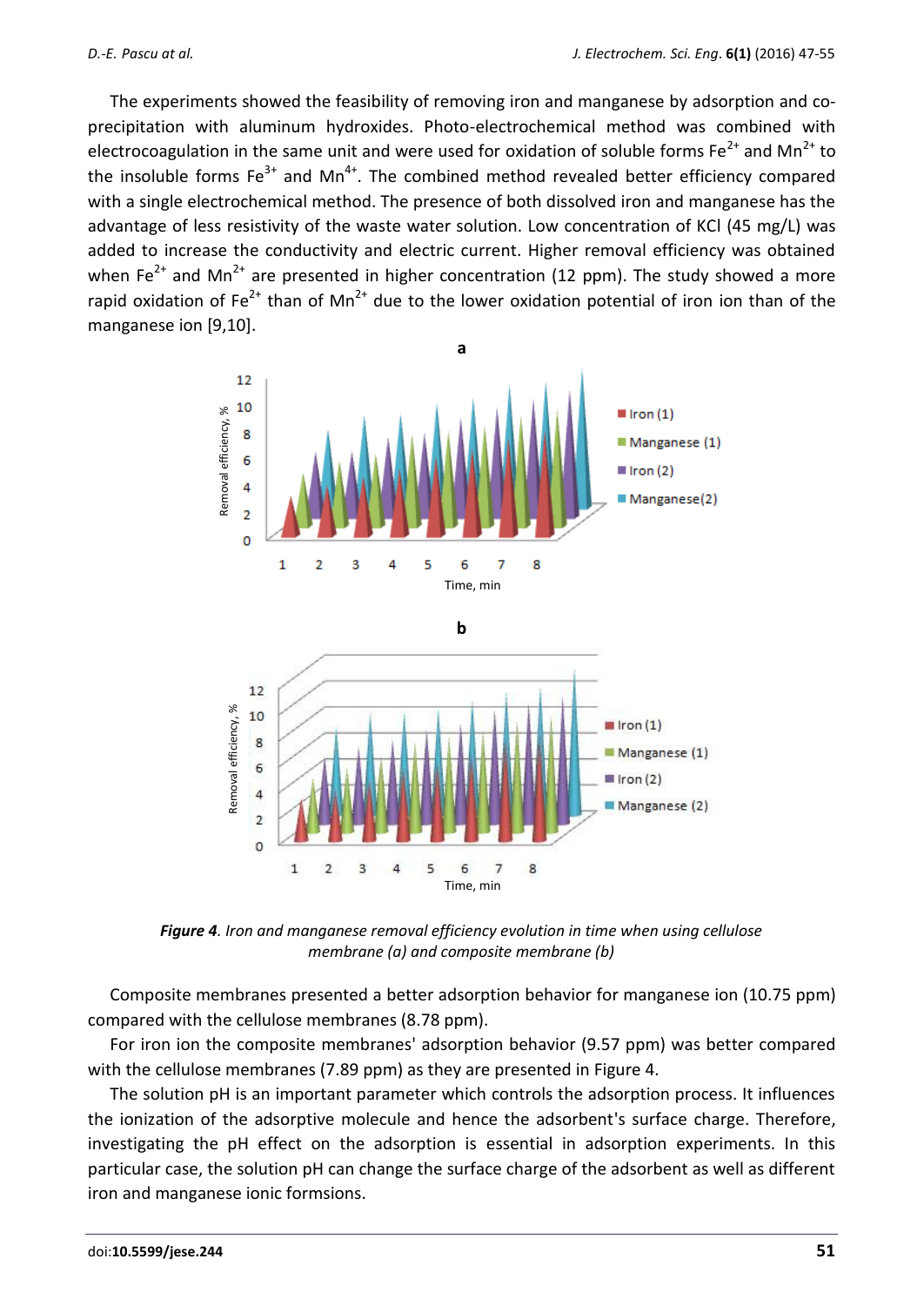The experiments showed the feasibility of removing iron and manganese by adsorption and co-precipitation with aluminum hydroxides. Photo-electrochemical method was combined with electrocoagulation in the same unit and were used for oxidation of soluble forms $Fe^{2+}$ and $Mn^{2+}$ to the insoluble forms $Fe^{3+}$ and $Mn^{4+}$. The combined method revealed better efficiency compared with a single electrochemical method. The presence of both dissolved iron and manganese has the advantage of less resistivity of the waste water solution. Low concentration of KCl (45 mg/L) was added to increase the conductivity and electric current. Higher removal efficiency was obtained when $Fe^{2+}$ and $Mn^{2+}$ are presented in higher concentration (12 ppm). The study showed a more rapid oxidation of $Fe^{2+}$ than of $Mn^{2+}$ due to the lower oxidation potential of iron ion than of the manganese ion [9,10].

***Figure 4**. Iron and manganese removal efficiency evolution in time when using cellulose membrane (a) and composite membrane (b)*

Composite membranes presented a better adsorption behavior for manganese ion (10.75 ppm) compared with the cellulose membranes (8.78 ppm).

For iron ion the composite membranes' adsorption behavior (9.57 ppm) was better compared with the cellulose membranes (7.89 ppm) as they are presented in Figure 4.

The solution pH is an important parameter which controls the adsorption process. It influences the ionization of the adsorptive molecule and hence the adsorbent's surface charge. Therefore, investigating the pH effect on the adsorption is essential in adsorption experiments. In this particular case, the solution pH can change the surface charge of the adsorbent as well as different iron and manganese ionic formsions.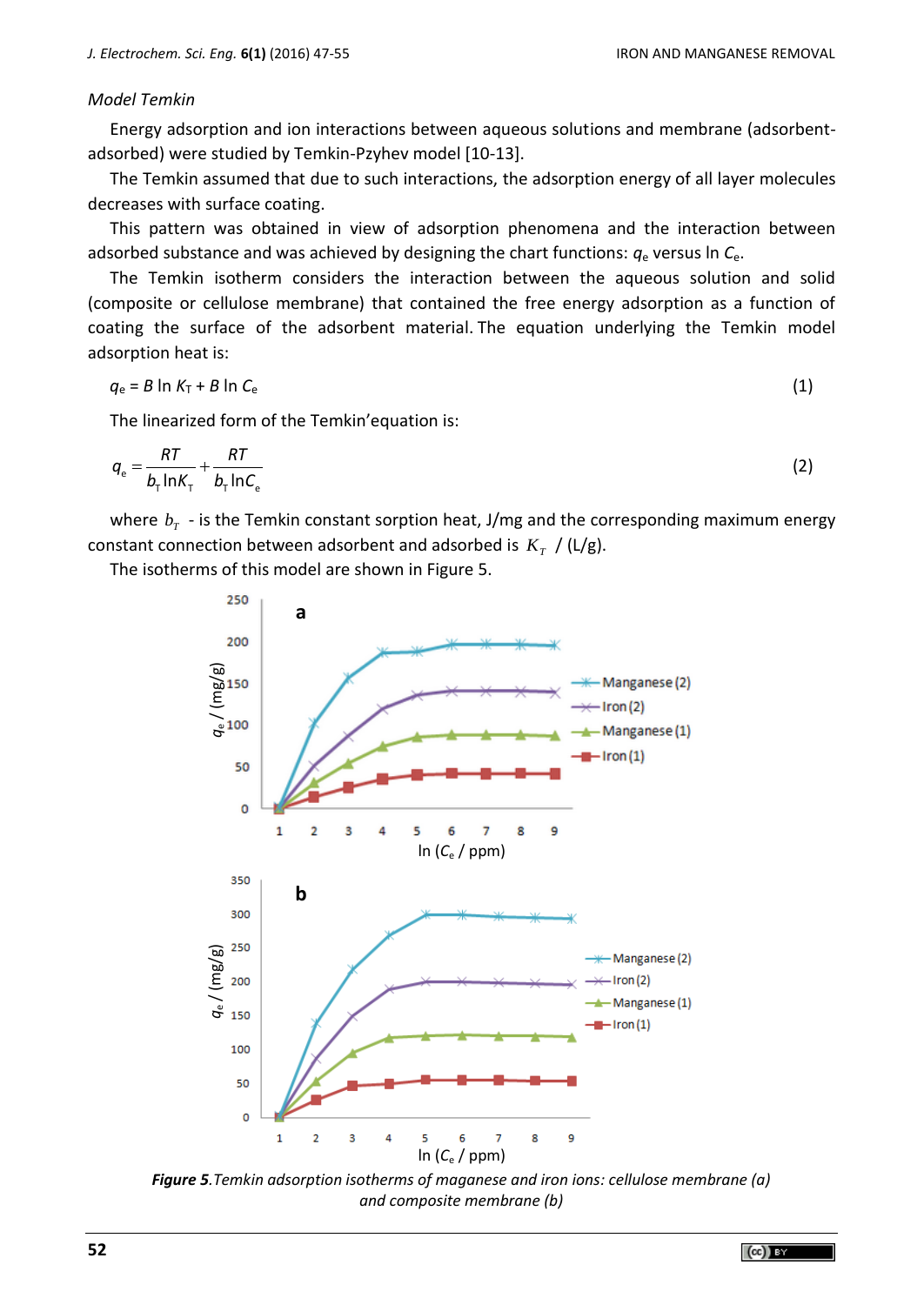*Model Temkin*

Energy adsorption and ion interactions between aqueous solutions and membrane (adsorbent-adsorbed) were studied by Temkin-Pzyhev model [10-13].

The Temkin assumed that due to such interactions, the adsorption energy of all layer molecules decreases with surface coating.

This pattern was obtained in view of adsorption phenomena and the interaction between adsorbed substance and was achieved by designing the chart functions: $q_e$ versus $\ln C_e$.

The Temkin isotherm considers the interaction between the aqueous solution and solid (composite or cellulose membrane) that contained the free energy adsorption as a function of coating the surface of the adsorbent material. The equation underlying the Temkin model adsorption heat is:

$$q_e = B \ln K_T + B \ln C_e \tag{1}$$

The linearized form of the Temkin'equation is:

$$q_e = \frac{RT}{b_T \ln K_T} + \frac{RT}{b_T \ln C_e} \tag{2}$$

where $b_T$ - is the Temkin constant sorption heat, J/mg and the corresponding maximum energy constant connection between adsorbent and adsorbed is $K_T$ / (L/g).

The isotherms of this model are shown in Figure 5.

***Figure 5.** Temkin adsorption isotherms of maganese and iron ions: cellulose membrane (a) and composite membrane (b)*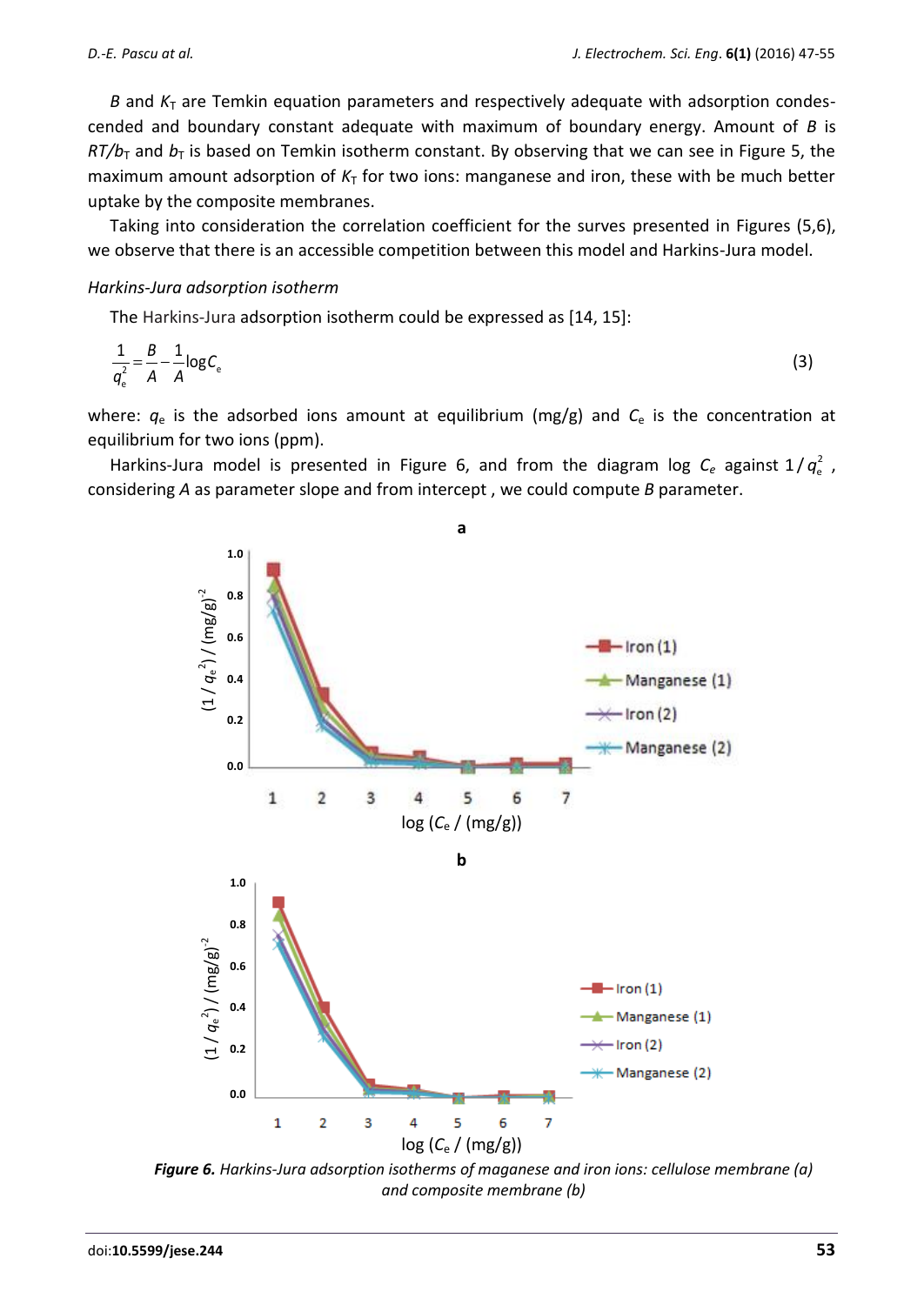*B* and $K_T$ are Temkin equation parameters and respectively adequate with adsorption condescended and boundary constant adequate with maximum of boundary energy. Amount of *B* is $RT/b_T$ and $b_T$ is based on Temkin isotherm constant. By observing that we can see in Figure 5, the maximum amount adsorption of $K_T$ for two ions: manganese and iron, these with be much better uptake by the composite membranes.

Taking into consideration the correlation coefficient for the surves presented in Figures (5,6), we observe that there is an accessible competition between this model and Harkins-Jura model.

*Harkins-Jura adsorption isotherm*

The Harkins-Jura adsorption isotherm could be expressed as [14, 15]:

$$\frac{1}{q_e^2} = \frac{B}{A} - \frac{1}{A}\log C_e \tag{3}$$

where: $q_e$ is the adsorbed ions amount at equilibrium (mg/g) and $C_e$ is the concentration at equilibrium for two ions (ppm).

Harkins-Jura model is presented in Figure 6, and from the diagram log $C_e$ against $1/q_e^2$ , considering *A* as parameter slope and from intercept , we could compute *B* parameter.

***Figure 6.*** *Harkins-Jura adsorption isotherms of maganese and iron ions: cellulose membrane (a) and composite membrane (b)*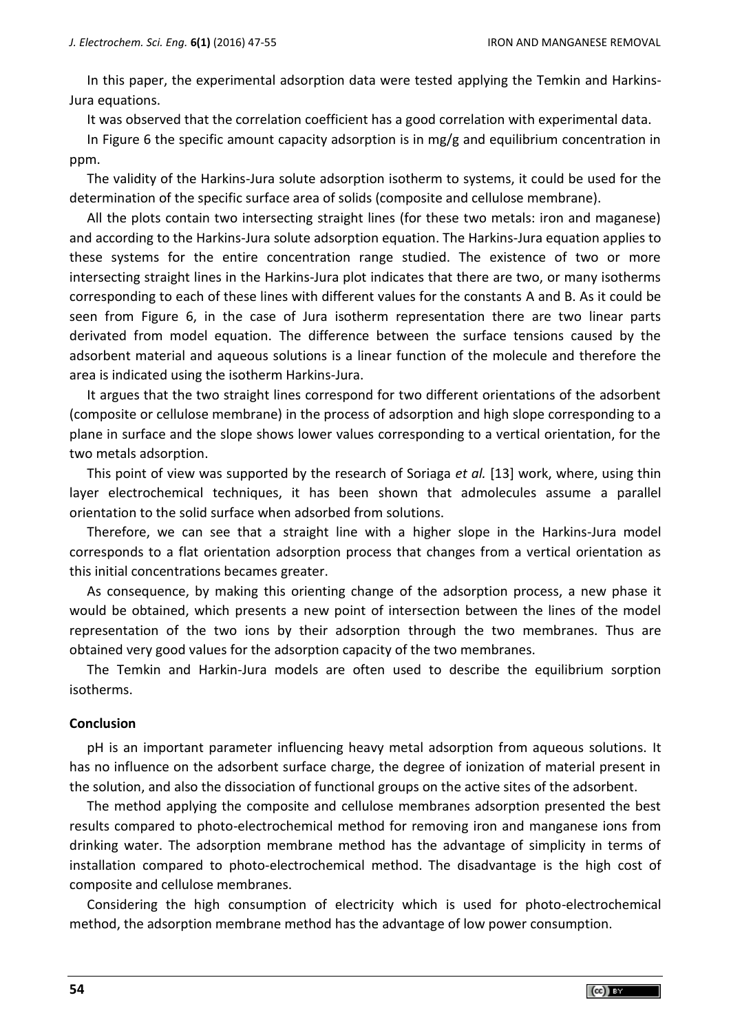In this paper, the experimental adsorption data were tested applying the Temkin and Harkins-Jura equations.

It was observed that the correlation coefficient has a good correlation with experimental data.

In Figure 6 the specific amount capacity adsorption is in mg/g and equilibrium concentration in ppm.

The validity of the Harkins-Jura solute adsorption isotherm to systems, it could be used for the determination of the specific surface area of solids (composite and cellulose membrane).

All the plots contain two intersecting straight lines (for these two metals: iron and maganese) and according to the Harkins-Jura solute adsorption equation. The Harkins-Jura equation applies to these systems for the entire concentration range studied. The existence of two or more intersecting straight lines in the Harkins-Jura plot indicates that there are two, or many isotherms corresponding to each of these lines with different values for the constants A and B. As it could be seen from Figure 6, in the case of Jura isotherm representation there are two linear parts derivated from model equation. The difference between the surface tensions caused by the adsorbent material and aqueous solutions is a linear function of the molecule and therefore the area is indicated using the isotherm Harkins-Jura.

It argues that the two straight lines correspond for two different orientations of the adsorbent (composite or cellulose membrane) in the process of adsorption and high slope corresponding to a plane in surface and the slope shows lower values corresponding to a vertical orientation, for the two metals adsorption.

This point of view was supported by the research of Soriaga *et al.* [13] work, where, using thin layer electrochemical techniques, it has been shown that admolecules assume a parallel orientation to the solid surface when adsorbed from solutions.

Therefore, we can see that a straight line with a higher slope in the Harkins-Jura model corresponds to a flat orientation adsorption process that changes from a vertical orientation as this initial concentrations becames greater.

As consequence, by making this orienting change of the adsorption process, a new phase it would be obtained, which presents a new point of intersection between the lines of the model representation of the two ions by their adsorption through the two membranes. Thus are obtained very good values for the adsorption capacity of the two membranes.

The Temkin and Harkin-Jura models are often used to describe the equilibrium sorption isotherms.

## Conclusion

pH is an important parameter influencing heavy metal adsorption from aqueous solutions. It has no influence on the adsorbent surface charge, the degree of ionization of material present in the solution, and also the dissociation of functional groups on the active sites of the adsorbent.

The method applying the composite and cellulose membranes adsorption presented the best results compared to photo-electrochemical method for removing iron and manganese ions from drinking water. The adsorption membrane method has the advantage of simplicity in terms of installation compared to photo-electrochemical method. The disadvantage is the high cost of composite and cellulose membranes.

Considering the high consumption of electricity which is used for photo-electrochemical method, the adsorption membrane method has the advantage of low power consumption.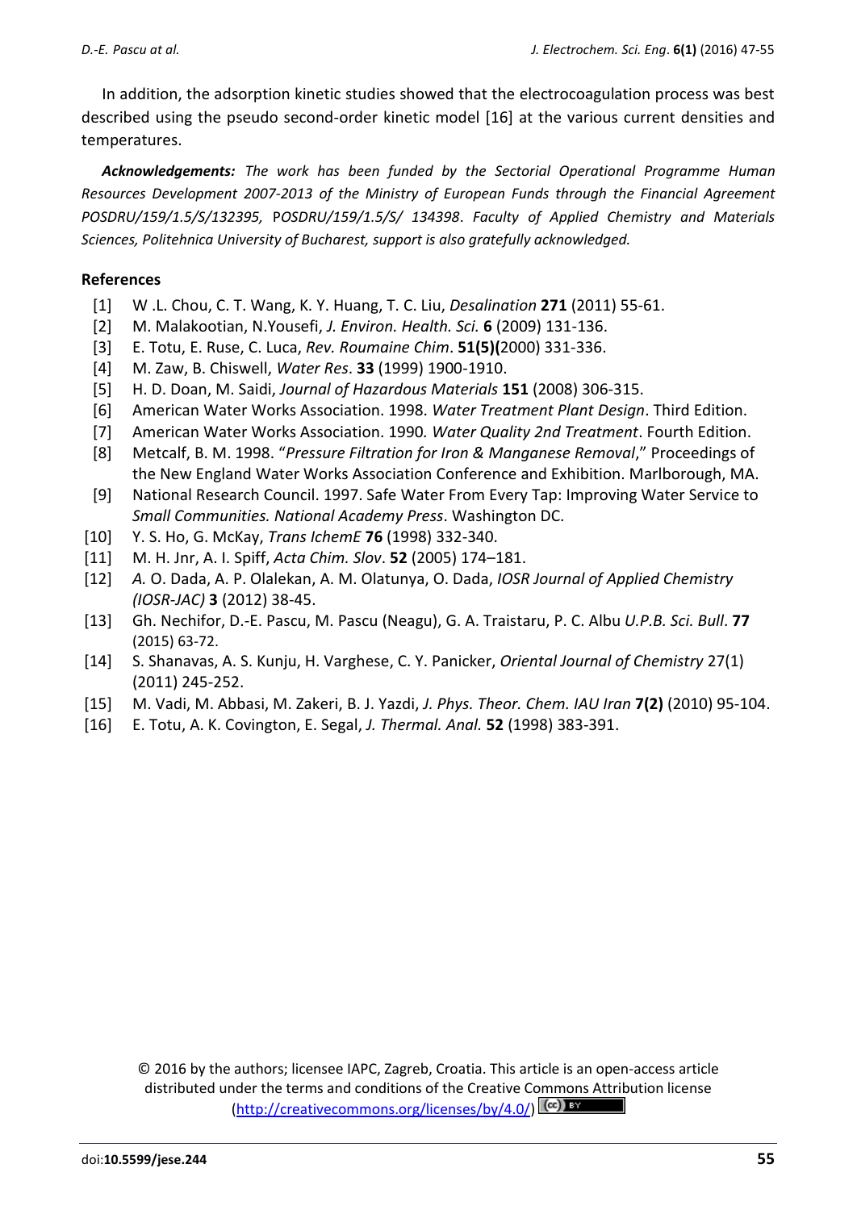In addition, the adsorption kinetic studies showed that the electrocoagulation process was best described using the pseudo second-order kinetic model [16] at the various current densities and temperatures.

***Acknowledgements:*** *The work has been funded by the Sectorial Operational Programme Human Resources Development 2007-2013 of the Ministry of European Funds through the Financial Agreement POSDRU/159/1.5/S/132395,* P*OSDRU/159/1.5/S/ 134398. Faculty of Applied Chemistry and Materials Sciences, Politehnica University of Bucharest, support is also gratefully acknowledged.*

## References

[1] W .L. Chou, C. T. Wang, K. Y. Huang, T. C. Liu, *Desalination* **271** (2011) 55-61.

[2] M. Malakootian, N.Yousefi, *J. Environ. Health. Sci.* **6** (2009) 131-136.

[3] E. Totu, E. Ruse, C. Luca, *Rev. Roumaine Chim*. **51(5)(**2000) 331-336.

[4] M. Zaw, B. Chiswell, *Water Res*. **33** (1999) 1900-1910.

[5] H. D. Doan, M. Saidi, *Journal of Hazardous Materials* **151** (2008) 306-315.

[6] American Water Works Association. 1998. *Water Treatment Plant Design*. Third Edition.

[7] American Water Works Association. 1990*. Water Quality 2nd Treatment*. Fourth Edition.

[8] Metcalf, B. M. 1998. "*Pressure Filtration for Iron & Manganese Removal*," Proceedings of the New England Water Works Association Conference and Exhibition. Marlborough, MA.

[9] National Research Council. 1997. Safe Water From Every Tap: Improving Water Service to *Small Communities. National Academy Press*. Washington DC.

[10] Y. S. Ho, G. McKay, *Trans IchemE* **76** (1998) 332-340.

[11] M. H. Jnr, A. I. Spiff, *Acta Chim. Slov*. **52** (2005) 174–181.

[12] *A.* O. Dada, A. P. Olalekan, A. M. Olatunya, O. Dada, *IOSR Journal of Applied Chemistry (IOSR-JAC)* **3** (2012) 38-45.

[13] Gh. Nechifor, D.-E. Pascu, M. Pascu (Neagu), G. A. Traistaru, P. C. Albu *U.P.B. Sci. Bull*. **77** (2015) 63-72.

[14] S. Shanavas, A. S. Kunju, H. Varghese, C. Y. Panicker, *Oriental Journal of Chemistry* 27(1) (2011) 245-252.

[15] M. Vadi, M. Abbasi, M. Zakeri, B. J. Yazdi, *J. Phys. Theor. Chem. IAU Iran* **7(2)** (2010) 95-104.

[16] E. Totu, A. K. Covington, E. Segal, *J. Thermal. Anal.* **52** (1998) 383-391.

© 2016 by the authors; licensee IAPC, Zagreb, Croatia. This article is an open-access article distributed under the terms and conditions of the Creative Commons Attribution license (http://creativecommons.org/licenses/by/4.0/)